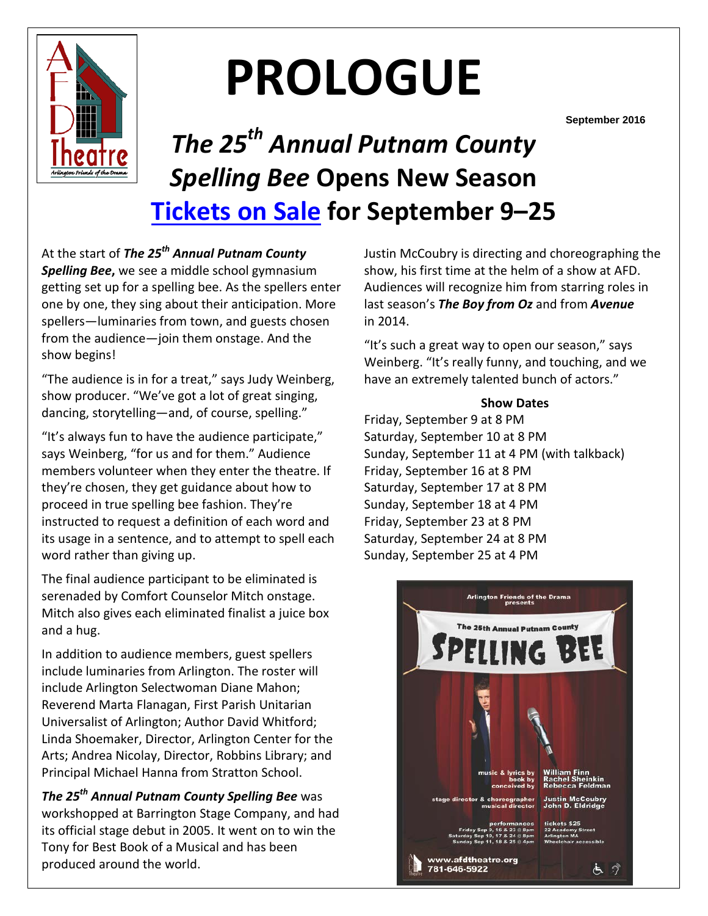# PROLOGUE

September 2016

## *The 25th Annual Putnam County Spelling Bee* Opens New Season

## Tickets on Sale for September 9–25

At the start of ***The 25th Annual Putnam County Spelling Bee***, we see a middle school gymnasium getting set up for a spelling bee. As the spellers enter one by one, they sing about their anticipation. More spellers—luminaries from town, and guests chosen from the audience—join them onstage. And the show begins!

"The audience is in for a treat," says Judy Weinberg, show producer. "We've got a lot of great singing, dancing, storytelling—and, of course, spelling."

"It's always fun to have the audience participate," says Weinberg, "for us and for them." Audience members volunteer when they enter the theatre. If they're chosen, they get guidance about how to proceed in true spelling bee fashion. They're instructed to request a definition of each word and its usage in a sentence, and to attempt to spell each word rather than giving up.

The final audience participant to be eliminated is serenaded by Comfort Counselor Mitch onstage. Mitch also gives each eliminated finalist a juice box and a hug.

In addition to audience members, guest spellers include luminaries from Arlington. The roster will include Arlington Selectwoman Diane Mahon; Reverend Marta Flanagan, First Parish Unitarian Universalist of Arlington; Author David Whitford; Linda Shoemaker, Director, Arlington Center for the Arts; Andrea Nicolay, Director, Robbins Library; and Principal Michael Hanna from Stratton School.

***The 25th Annual Putnam County Spelling Bee*** was workshopped at Barrington Stage Company, and had its official stage debut in 2005. It went on to win the Tony for Best Book of a Musical and has been produced around the world.

Justin McCoubry is directing and choreographing the show, his first time at the helm of a show at AFD. Audiences will recognize him from starring roles in last season's ***The Boy from Oz*** and from ***Avenue*** in 2014.

"It's such a great way to open our season," says Weinberg. "It's really funny, and touching, and we have an extremely talented bunch of actors."

**Show Dates**

Friday, September 9 at 8 PM
Saturday, September 10 at 8 PM
Sunday, September 11 at 4 PM (with talkback)
Friday, September 16 at 8 PM
Saturday, September 17 at 8 PM
Sunday, September 18 at 4 PM
Friday, September 23 at 8 PM
Saturday, September 24 at 8 PM
Sunday, September 25 at 4 PM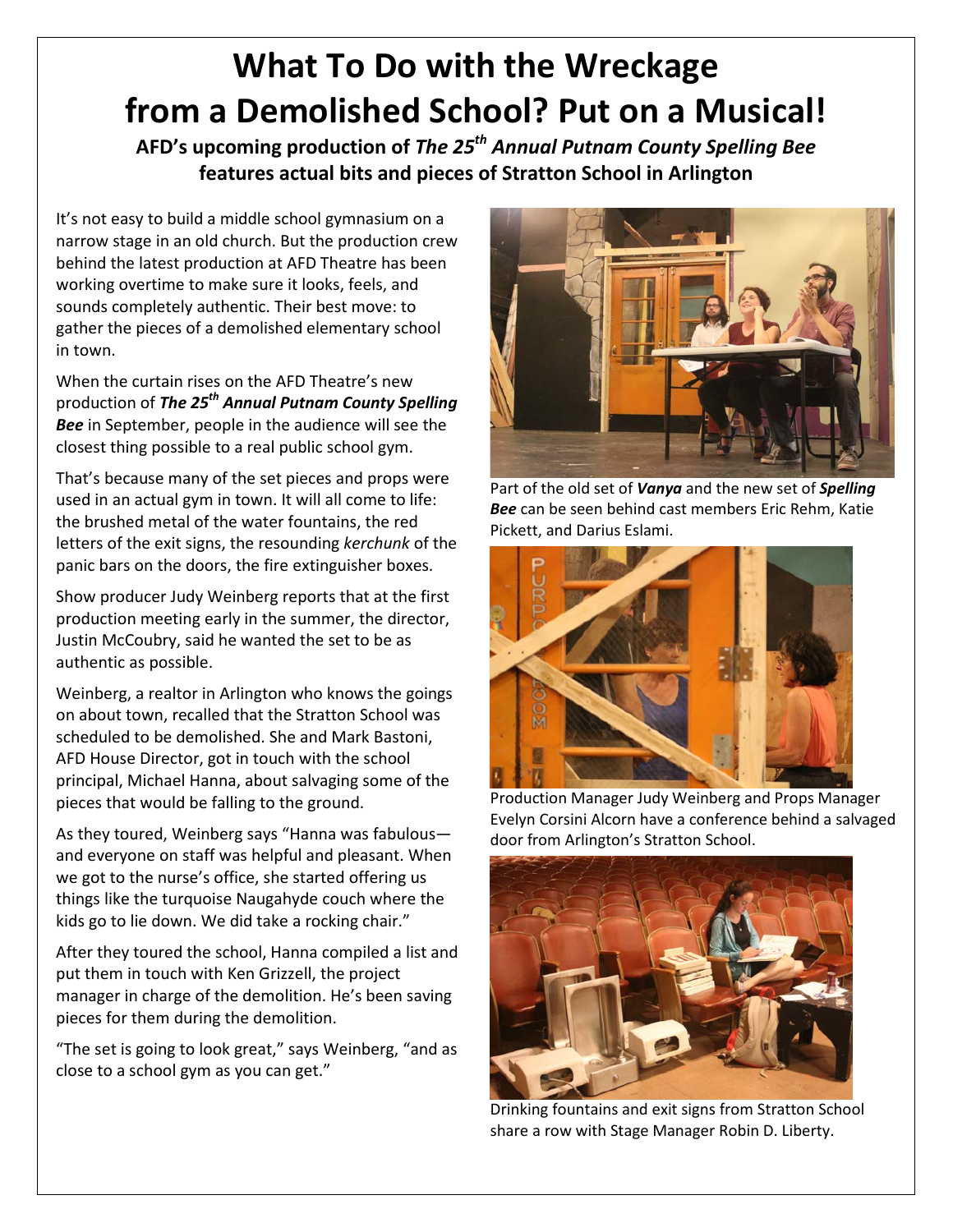# What To Do with the Wreckage from a Demolished School? Put on a Musical!

**AFD's upcoming production of *The 25th Annual Putnam County Spelling Bee* features actual bits and pieces of Stratton School in Arlington**

It's not easy to build a middle school gymnasium on a narrow stage in an old church. But the production crew behind the latest production at AFD Theatre has been working overtime to make sure it looks, feels, and sounds completely authentic. Their best move: to gather the pieces of a demolished elementary school in town.

When the curtain rises on the AFD Theatre's new production of ***The 25th Annual Putnam County Spelling Bee*** in September, people in the audience will see the closest thing possible to a real public school gym.

That's because many of the set pieces and props were used in an actual gym in town. It will all come to life: the brushed metal of the water fountains, the red letters of the exit signs, the resounding *kerchunk* of the panic bars on the doors, the fire extinguisher boxes.

Show producer Judy Weinberg reports that at the first production meeting early in the summer, the director, Justin McCoubry, said he wanted the set to be as authentic as possible.

Weinberg, a realtor in Arlington who knows the goings on about town, recalled that the Stratton School was scheduled to be demolished. She and Mark Bastoni, AFD House Director, got in touch with the school principal, Michael Hanna, about salvaging some of the pieces that would be falling to the ground.

As they toured, Weinberg says "Hanna was fabulous—and everyone on staff was helpful and pleasant. When we got to the nurse's office, she started offering us things like the turquoise Naugahyde couch where the kids go to lie down. We did take a rocking chair."

After they toured the school, Hanna compiled a list and put them in touch with Ken Grizzell, the project manager in charge of the demolition. He's been saving pieces for them during the demolition.

"The set is going to look great," says Weinberg, "and as close to a school gym as you can get."

Part of the old set of ***Vanya*** and the new set of ***Spelling Bee*** can be seen behind cast members Eric Rehm, Katie Pickett, and Darius Eslami.

Production Manager Judy Weinberg and Props Manager Evelyn Corsini Alcorn have a conference behind a salvaged door from Arlington's Stratton School.

Drinking fountains and exit signs from Stratton School share a row with Stage Manager Robin D. Liberty.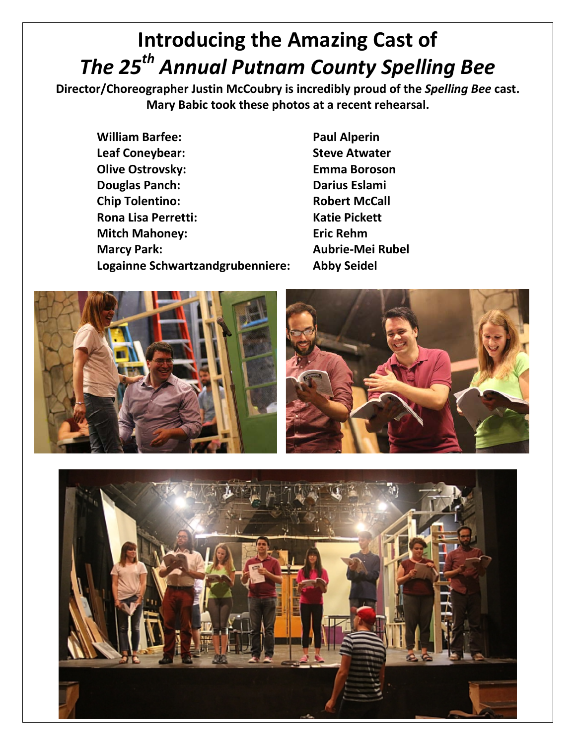# Introducing the Amazing Cast of *The 25th Annual Putnam County Spelling Bee*

**Director/Choreographer Justin McCoubry is incredibly proud of the *Spelling Bee* cast. Mary Babic took these photos at a recent rehearsal.**

| Role | Cast |
|---|---|
| **William Barfee:** | **Paul Alperin** |
| **Leaf Coneybear:** | **Steve Atwater** |
| **Olive Ostrovsky:** | **Emma Boroson** |
| **Douglas Panch:** | **Darius Eslami** |
| **Chip Tolentino:** | **Robert McCall** |
| **Rona Lisa Perretti:** | **Katie Pickett** |
| **Mitch Mahoney:** | **Eric Rehm** |
| **Marcy Park:** | **Aubrie-Mei Rubel** |
| **Logainne Schwartzandgrubenniere:** | **Abby Seidel** |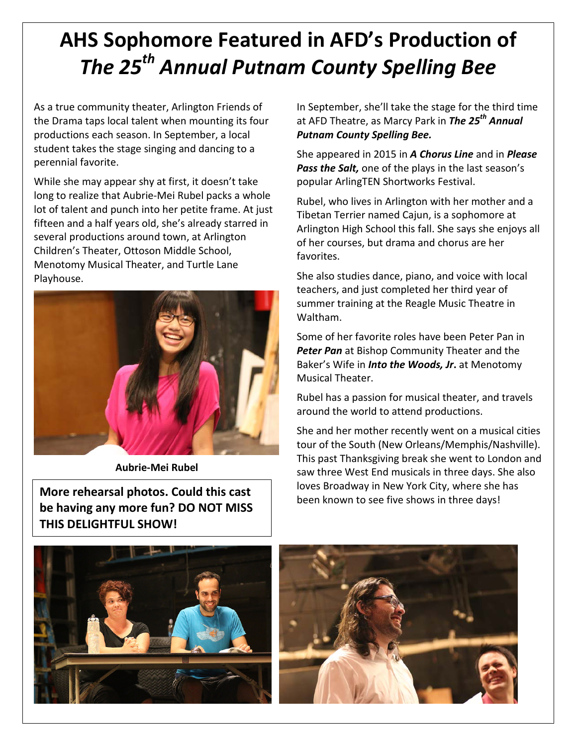# AHS Sophomore Featured in AFD's Production of *The 25th Annual Putnam County Spelling Bee*

As a true community theater, Arlington Friends of the Drama taps local talent when mounting its four productions each season. In September, a local student takes the stage singing and dancing to a perennial favorite.

While she may appear shy at first, it doesn't take long to realize that Aubrie-Mei Rubel packs a whole lot of talent and punch into her petite frame. At just fifteen and a half years old, she's already starred in several productions around town, at Arlington Children's Theater, Ottoson Middle School, Menotomy Musical Theater, and Turtle Lane Playhouse.

**Aubrie-Mei Rubel**

**More rehearsal photos. Could this cast be having any more fun? DO NOT MISS THIS DELIGHTFUL SHOW!**

In September, she'll take the stage for the third time at AFD Theatre, as Marcy Park in ***The 25th Annual Putnam County Spelling Bee.***

She appeared in 2015 in ***A Chorus Line*** and in ***Please Pass the Salt,*** one of the plays in the last season's popular ArlingTEN Shortworks Festival.

Rubel, who lives in Arlington with her mother and a Tibetan Terrier named Cajun, is a sophomore at Arlington High School this fall. She says she enjoys all of her courses, but drama and chorus are her favorites.

She also studies dance, piano, and voice with local teachers, and just completed her third year of summer training at the Reagle Music Theatre in Waltham.

Some of her favorite roles have been Peter Pan in ***Peter Pan*** at Bishop Community Theater and the Baker's Wife in ***Into the Woods, Jr.*** at Menotomy Musical Theater.

Rubel has a passion for musical theater, and travels around the world to attend productions.

She and her mother recently went on a musical cities tour of the South (New Orleans/Memphis/Nashville). This past Thanksgiving break she went to London and saw three West End musicals in three days. She also loves Broadway in New York City, where she has been known to see five shows in three days!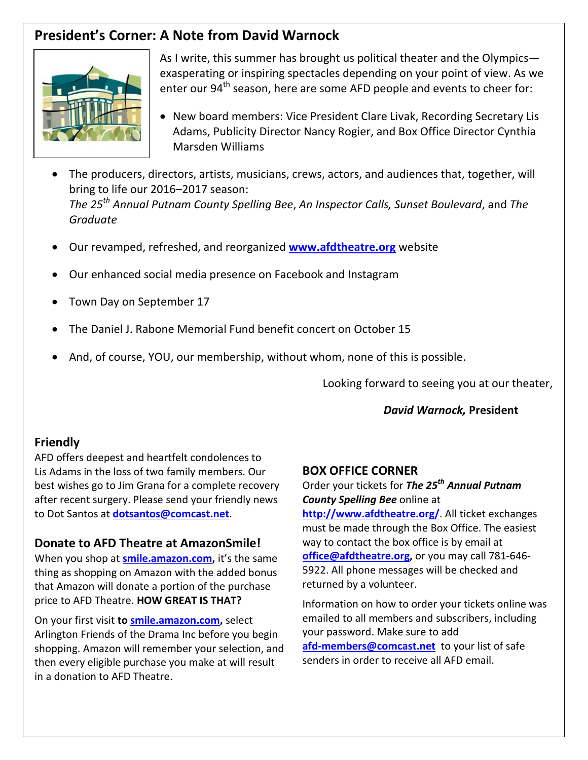## President's Corner: A Note from David Warnock

As I write, this summer has brought us political theater and the Olympics—exasperating or inspiring spectacles depending on your point of view. As we enter our 94th season, here are some AFD people and events to cheer for:

- New board members: Vice President Clare Livak, Recording Secretary Lis Adams, Publicity Director Nancy Rogier, and Box Office Director Cynthia Marsden Williams
- The producers, directors, artists, musicians, crews, actors, and audiences that, together, will bring to life our 2016–2017 season: *The 25th Annual Putnam County Spelling Bee*, *An Inspector Calls, Sunset Boulevard*, and *The Graduate*
- Our revamped, refreshed, and reorganized **www.afdtheatre.org** website
- Our enhanced social media presence on Facebook and Instagram
- Town Day on September 17
- The Daniel J. Rabone Memorial Fund benefit concert on October 15
- And, of course, YOU, our membership, without whom, none of this is possible.

Looking forward to seeing you at our theater,

***David Warnock,*** **President**

### Friendly

AFD offers deepest and heartfelt condolences to Lis Adams in the loss of two family members. Our best wishes go to Jim Grana for a complete recovery after recent surgery. Please send your friendly news to Dot Santos at **dotsantos@comcast.net**.

### Donate to AFD Theatre at AmazonSmile!

When you shop at **smile.amazon.com,** it's the same thing as shopping on Amazon with the added bonus that Amazon will donate a portion of the purchase price to AFD Theatre. **HOW GREAT IS THAT?**

On your first visit **to smile.amazon.com,** select Arlington Friends of the Drama Inc before you begin shopping. Amazon will remember your selection, and then every eligible purchase you make at will result in a donation to AFD Theatre.

### BOX OFFICE CORNER

Order your tickets for ***The 25th Annual Putnam County Spelling Bee*** online at **http://www.afdtheatre.org/**. All ticket exchanges must be made through the Box Office. The easiest way to contact the box office is by email at **office@afdtheatre.org,** or you may call 781-646-5922. All phone messages will be checked and returned by a volunteer.

Information on how to order your tickets online was emailed to all members and subscribers, including your password. Make sure to add **afd-members@comcast.net** to your list of safe senders in order to receive all AFD email.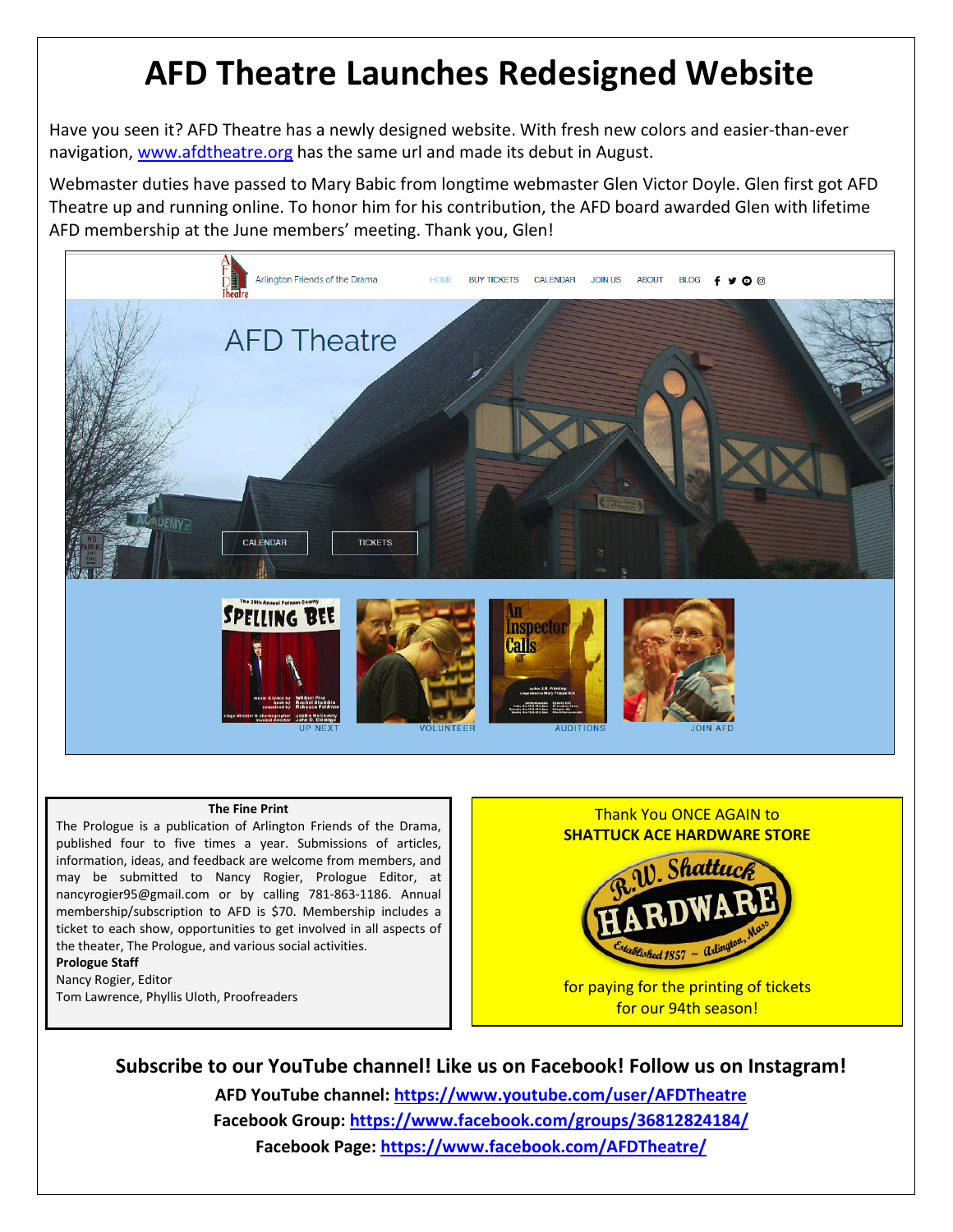# AFD Theatre Launches Redesigned Website

Have you seen it? AFD Theatre has a newly designed website. With fresh new colors and easier-than-ever navigation, www.afdtheatre.org has the same url and made its debut in August.

Webmaster duties have passed to Mary Babic from longtime webmaster Glen Victor Doyle. Glen first got AFD Theatre up and running online. To honor him for his contribution, the AFD board awarded Glen with lifetime AFD membership at the June members' meeting. Thank you, Glen!

**The Fine Print**

The Prologue is a publication of Arlington Friends of the Drama, published four to five times a year. Submissions of articles, information, ideas, and feedback are welcome from members, and may be submitted to Nancy Rogier, Prologue Editor, at nancyrogier95@gmail.com or by calling 781-863-1186. Annual membership/subscription to AFD is $70. Membership includes a ticket to each show, opportunities to get involved in all aspects of the theater, The Prologue, and various social activities.

**Prologue Staff**

Nancy Rogier, Editor
Tom Lawrence, Phyllis Uloth, Proofreaders

Thank You ONCE AGAIN to
**SHATTUCK ACE HARDWARE STORE**

for paying for the printing of tickets for our 94th season!

**Subscribe to our YouTube channel! Like us on Facebook! Follow us on Instagram!**

**AFD YouTube channel: https://www.youtube.com/user/AFDTheatre**

**Facebook Group: https://www.facebook.com/groups/36812824184/**

**Facebook Page: https://www.facebook.com/AFDTheatre/**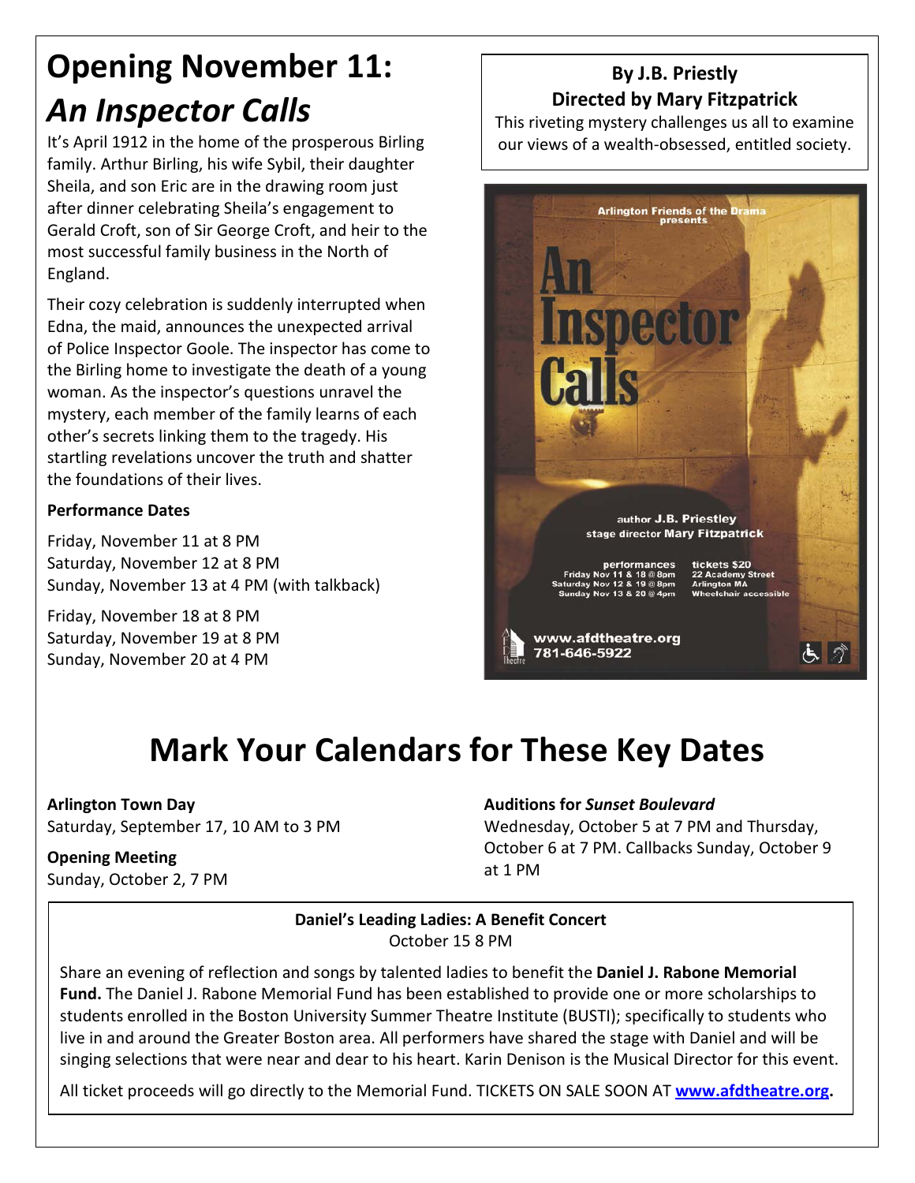# Opening November 11: *An Inspector Calls*

It's April 1912 in the home of the prosperous Birling family. Arthur Birling, his wife Sybil, their daughter Sheila, and son Eric are in the drawing room just after dinner celebrating Sheila's engagement to Gerald Croft, son of Sir George Croft, and heir to the most successful family business in the North of England.

Their cozy celebration is suddenly interrupted when Edna, the maid, announces the unexpected arrival of Police Inspector Goole. The inspector has come to the Birling home to investigate the death of a young woman. As the inspector's questions unravel the mystery, each member of the family learns of each other's secrets linking them to the tragedy. His startling revelations uncover the truth and shatter the foundations of their lives.

**Performance Dates**

Friday, November 11 at 8 PM
Saturday, November 12 at 8 PM
Sunday, November 13 at 4 PM (with talkback)

Friday, November 18 at 8 PM
Saturday, November 19 at 8 PM
Sunday, November 20 at 4 PM

**By J.B. Priestly**
**Directed by Mary Fitzpatrick**
This riveting mystery challenges us all to examine our views of a wealth-obsessed, entitled society.

Arlington Friends of the Drama presents

An Inspector Calls

author J.B. Priestley
stage director Mary Fitzpatrick

performances
Friday Nov 11 & 18 @ 8pm
Saturday Nov 12 & 19 @ 8pm
Sunday Nov 13 & 20 @ 4pm

tickets $20
22 Academy Street
Arlington MA
Wheelchair accessible

www.afdtheatre.org
781-646-5922

# Mark Your Calendars for These Key Dates

**Arlington Town Day**
Saturday, September 17, 10 AM to 3 PM

**Opening Meeting**
Sunday, October 2, 7 PM

**Auditions for *Sunset Boulevard***
Wednesday, October 5 at 7 PM and Thursday, October 6 at 7 PM. Callbacks Sunday, October 9 at 1 PM

**Daniel's Leading Ladies: A Benefit Concert**
October 15 8 PM

Share an evening of reflection and songs by talented ladies to benefit the **Daniel J. Rabone Memorial Fund.** The Daniel J. Rabone Memorial Fund has been established to provide one or more scholarships to students enrolled in the Boston University Summer Theatre Institute (BUSTI); specifically to students who live in and around the Greater Boston area. All performers have shared the stage with Daniel and will be singing selections that were near and dear to his heart. Karin Denison is the Musical Director for this event.

All ticket proceeds will go directly to the Memorial Fund. TICKETS ON SALE SOON AT **www.afdtheatre.org.**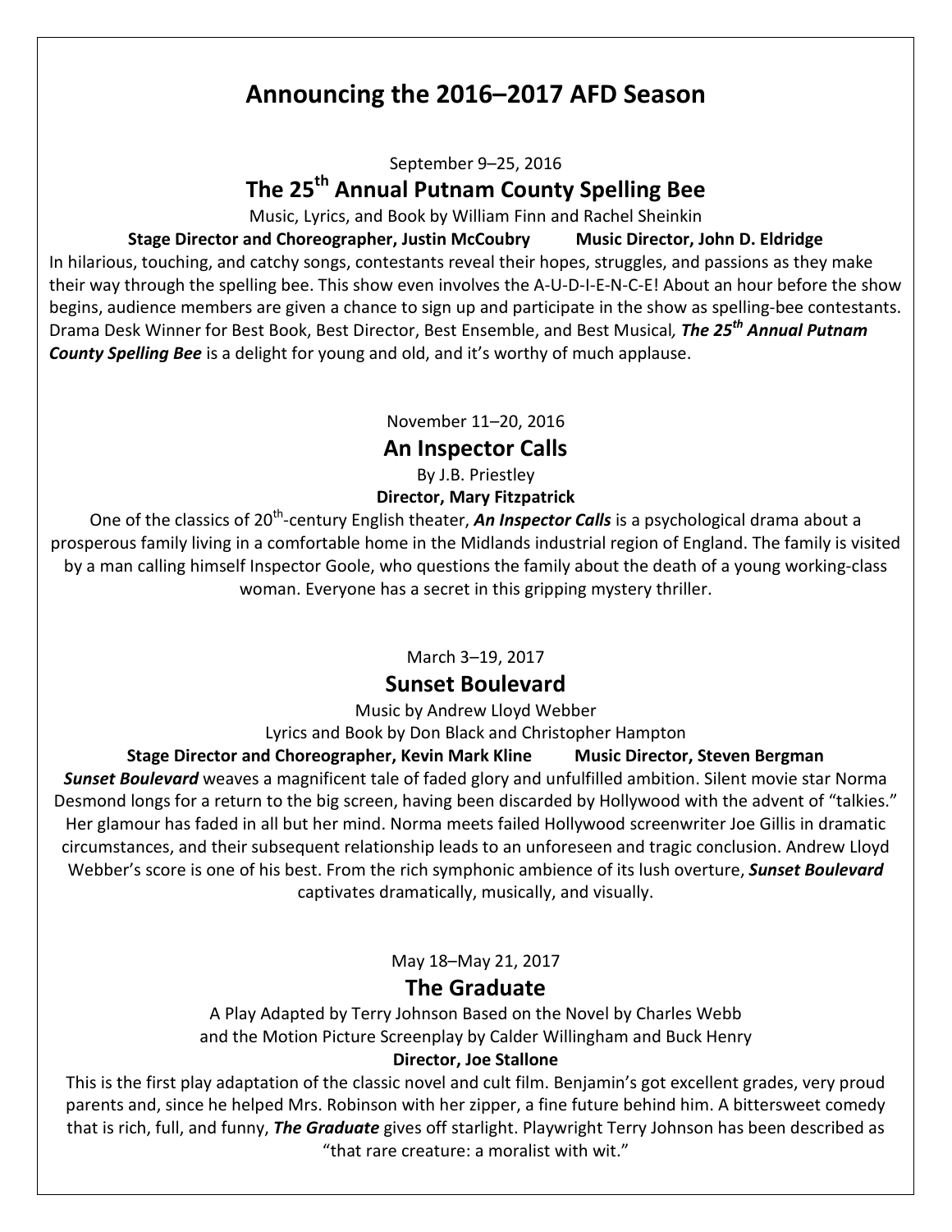# Announcing the 2016–2017 AFD Season

September 9–25, 2016

## The 25th Annual Putnam County Spelling Bee

Music, Lyrics, and Book by William Finn and Rachel Sheinkin

**Stage Director and Choreographer, Justin McCoubry** **Music Director, John D. Eldridge**

In hilarious, touching, and catchy songs, contestants reveal their hopes, struggles, and passions as they make their way through the spelling bee. This show even involves the A-U-D-I-E-N-C-E! About an hour before the show begins, audience members are given a chance to sign up and participate in the show as spelling-bee contestants. Drama Desk Winner for Best Book, Best Director, Best Ensemble, and Best Musical*, **The 25th Annual Putnam County Spelling Bee*** is a delight for young and old, and it's worthy of much applause.

November 11–20, 2016

## An Inspector Calls

By J.B. Priestley

**Director, Mary Fitzpatrick**

One of the classics of 20th-century English theater, ***An Inspector Calls*** is a psychological drama about a prosperous family living in a comfortable home in the Midlands industrial region of England. The family is visited by a man calling himself Inspector Goole, who questions the family about the death of a young working-class woman. Everyone has a secret in this gripping mystery thriller.

March 3–19, 2017

## Sunset Boulevard

Music by Andrew Lloyd Webber

Lyrics and Book by Don Black and Christopher Hampton

**Stage Director and Choreographer, Kevin Mark Kline** **Music Director, Steven Bergman**

***Sunset Boulevard*** weaves a magnificent tale of faded glory and unfulfilled ambition. Silent movie star Norma Desmond longs for a return to the big screen, having been discarded by Hollywood with the advent of "talkies." Her glamour has faded in all but her mind. Norma meets failed Hollywood screenwriter Joe Gillis in dramatic circumstances, and their subsequent relationship leads to an unforeseen and tragic conclusion. Andrew Lloyd Webber's score is one of his best. From the rich symphonic ambience of its lush overture, ***Sunset Boulevard*** captivates dramatically, musically, and visually.

May 18–May 21, 2017

## The Graduate

A Play Adapted by Terry Johnson Based on the Novel by Charles Webb

and the Motion Picture Screenplay by Calder Willingham and Buck Henry

**Director, Joe Stallone**

This is the first play adaptation of the classic novel and cult film. Benjamin's got excellent grades, very proud parents and, since he helped Mrs. Robinson with her zipper, a fine future behind him. A bittersweet comedy that is rich, full, and funny, ***The Graduate*** gives off starlight. Playwright Terry Johnson has been described as "that rare creature: a moralist with wit."